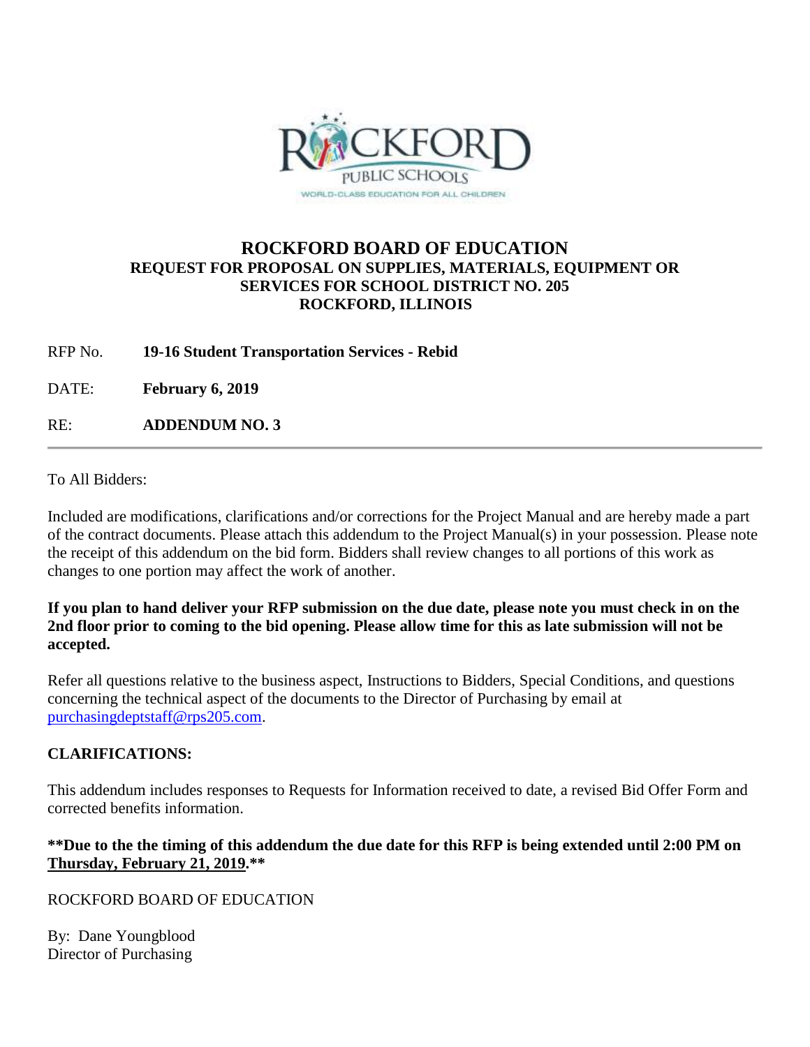ROCKFORD PUBLIC SCHOOLS

WORLD-CLASS EDUCATION FOR ALL CHILDREN

# ROCKFORD BOARD OF EDUCATION

## REQUEST FOR PROPOSAL ON SUPPLIES, MATERIALS, EQUIPMENT OR SERVICES FOR SCHOOL DISTRICT NO. 205 ROCKFORD, ILLINOIS

RFP No. **19-16 Student Transportation Services - Rebid**

DATE: **February 6, 2019**

RE: **ADDENDUM NO. 3**

---

To All Bidders:

Included are modifications, clarifications and/or corrections for the Project Manual and are hereby made a part of the contract documents. Please attach this addendum to the Project Manual(s) in your possession. Please note the receipt of this addendum on the bid form. Bidders shall review changes to all portions of this work as changes to one portion may affect the work of another.

**If you plan to hand deliver your RFP submission on the due date, please note you must check in on the 2nd floor prior to coming to the bid opening. Please allow time for this as late submission will not be accepted.**

Refer all questions relative to the business aspect, Instructions to Bidders, Special Conditions, and questions concerning the technical aspect of the documents to the Director of Purchasing by email at purchasingdeptstaff@rps205.com.

**CLARIFICATIONS:**

This addendum includes responses to Requests for Information received to date, a revised Bid Offer Form and corrected benefits information.

**\*\*Due to the the timing of this addendum the due date for this RFP is being extended until 2:00 PM on Thursday, February 21, 2019.\*\***

ROCKFORD BOARD OF EDUCATION

By: Dane Youngblood
Director of Purchasing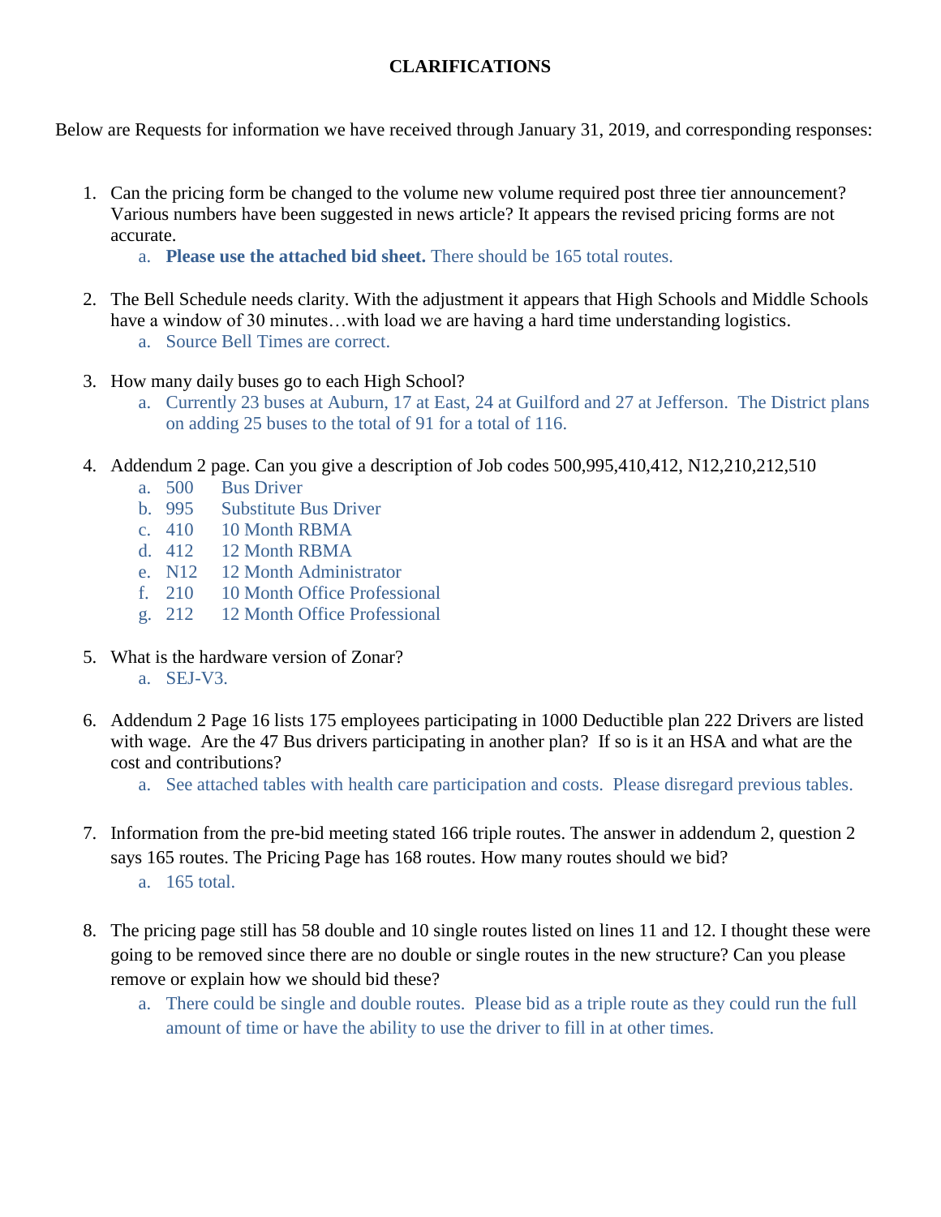**CLARIFICATIONS**

Below are Requests for information we have received through January 31, 2019, and corresponding responses:

1. Can the pricing form be changed to the volume new volume required post three tier announcement? Various numbers have been suggested in news article? It appears the revised pricing forms are not accurate.
   a. **Please use the attached bid sheet.** There should be 165 total routes.

2. The Bell Schedule needs clarity. With the adjustment it appears that High Schools and Middle Schools have a window of 30 minutes…with load we are having a hard time understanding logistics.
   a. Source Bell Times are correct.

3. How many daily buses go to each High School?
   a. Currently 23 buses at Auburn, 17 at East, 24 at Guilford and 27 at Jefferson. The District plans on adding 25 buses to the total of 91 for a total of 116.

4. Addendum 2 page. Can you give a description of Job codes 500,995,410,412, N12,210,212,510
   a. 500 Bus Driver
   b. 995 Substitute Bus Driver
   c. 410 10 Month RBMA
   d. 412 12 Month RBMA
   e. N12 12 Month Administrator
   f. 210 10 Month Office Professional
   g. 212 12 Month Office Professional

5. What is the hardware version of Zonar?
   a. SEJ-V3.

6. Addendum 2 Page 16 lists 175 employees participating in 1000 Deductible plan 222 Drivers are listed with wage. Are the 47 Bus drivers participating in another plan? If so is it an HSA and what are the cost and contributions?
   a. See attached tables with health care participation and costs. Please disregard previous tables.

7. Information from the pre-bid meeting stated 166 triple routes. The answer in addendum 2, question 2 says 165 routes. The Pricing Page has 168 routes. How many routes should we bid?
   a. 165 total.

8. The pricing page still has 58 double and 10 single routes listed on lines 11 and 12. I thought these were going to be removed since there are no double or single routes in the new structure? Can you please remove or explain how we should bid these?
   a. There could be single and double routes. Please bid as a triple route as they could run the full amount of time or have the ability to use the driver to fill in at other times.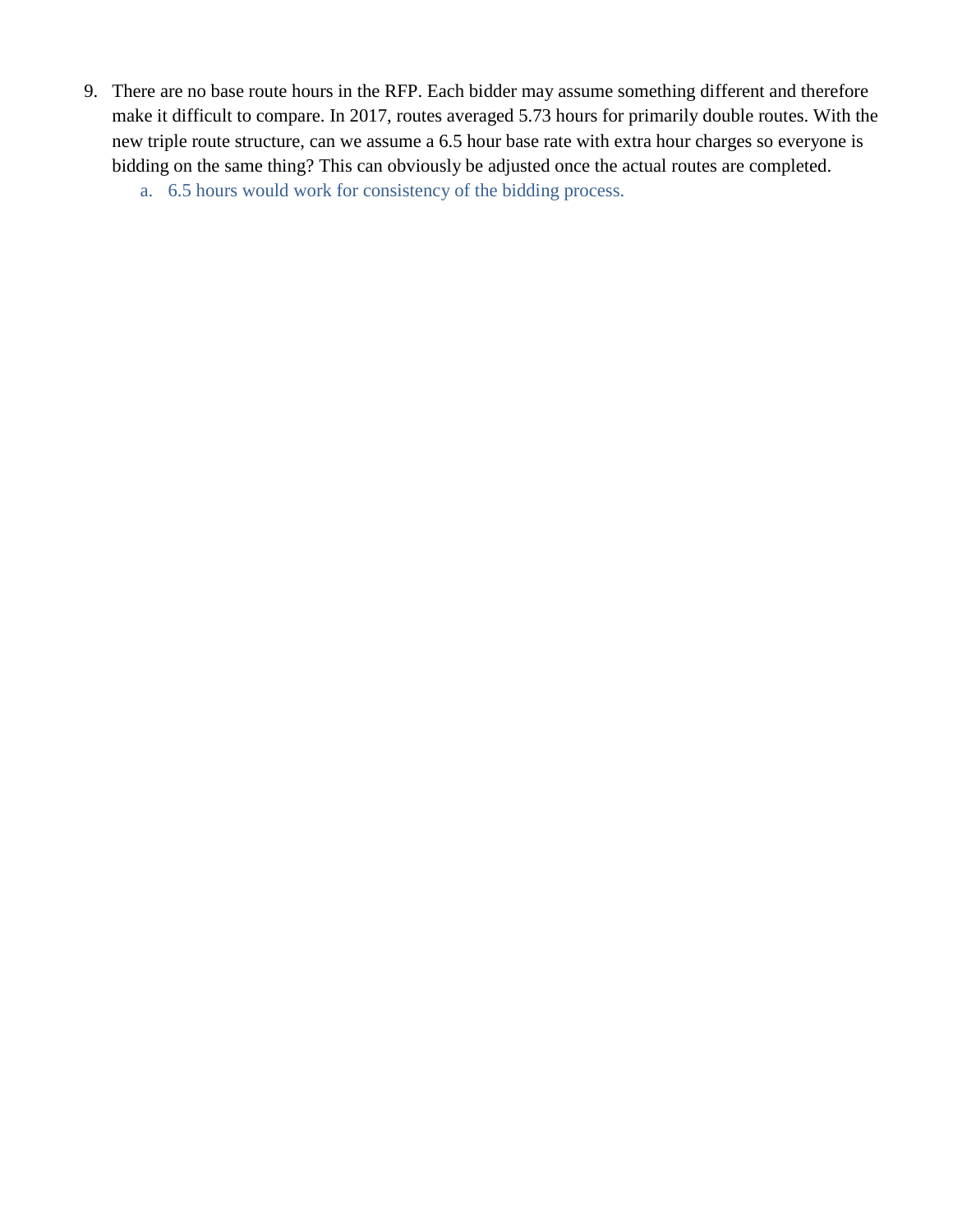9. There are no base route hours in the RFP. Each bidder may assume something different and therefore make it difficult to compare. In 2017, routes averaged 5.73 hours for primarily double routes. With the new triple route structure, can we assume a 6.5 hour base rate with extra hour charges so everyone is bidding on the same thing? This can obviously be adjusted once the actual routes are completed.
    a. 6.5 hours would work for consistency of the bidding process.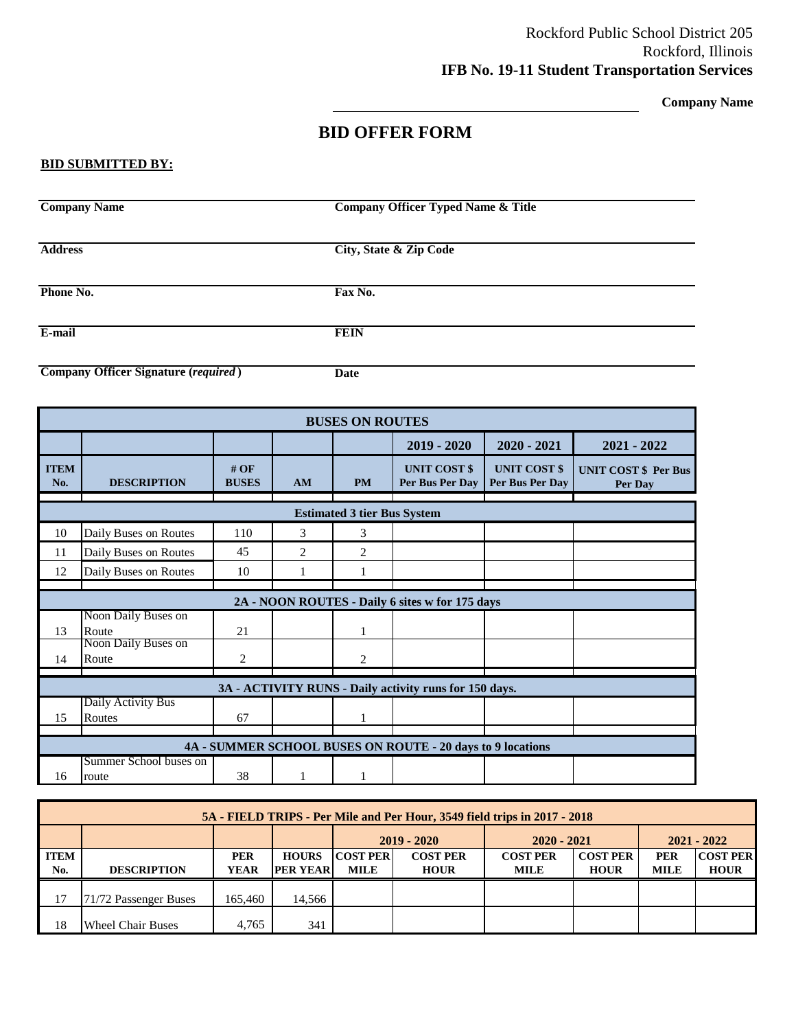Rockford Public School District 205
Rockford, Illinois
**IFB No. 19-11 Student Transportation Services**

**Company Name**

# BID OFFER FORM

**BID SUBMITTED BY:**

| | |
|---|---|
| **Company Name** | **Company Officer Typed Name & Title** |
| **Address** | **City, State & Zip Code** |
| **Phone No.** | **Fax No.** |
| **E-mail** | **FEIN** |
| **Company Officer Signature (*required*)** | **Date** |

| BUSES ON ROUTES | | | | | | | |
|---|---|---|---|---|---|---|---|
| | | | | | 2019 - 2020 | 2020 - 2021 | 2021 - 2022 |
| **ITEM No.** | **DESCRIPTION** | **# OF BUSES** | **AM** | **PM** | **UNIT COST $ Per Bus Per Day** | **UNIT COST $ Per Bus Per Day** | **UNIT COST $ Per Bus Per Day** |
| **Estimated 3 tier Bus System** | | | | | | | |
| 10 | Daily Buses on Routes | 110 | 3 | 3 | | | |
| 11 | Daily Buses on Routes | 45 | 2 | 2 | | | |
| 12 | Daily Buses on Routes | 10 | 1 | 1 | | | |
| **2A - NOON ROUTES - Daily 6 sites w for 175 days** | | | | | | | |
| 13 | Noon Daily Buses on Route | 21 | | 1 | | | |
| 14 | Noon Daily Buses on Route | 2 | | 2 | | | |
| **3A - ACTIVITY RUNS - Daily activity runs for 150 days.** | | | | | | | |
| 15 | Daily Activity Bus Routes | 67 | | 1 | | | |
| **4A - SUMMER SCHOOL BUSES ON ROUTE - 20 days to 9 locations** | | | | | | | |
| 16 | Summer School buses on route | 38 | 1 | 1 | | | |

| 5A - FIELD TRIPS - Per Mile and Per Hour, 3549 field trips in 2017 - 2018 | | | | | | | | | |
|---|---|---|---|---|---|---|---|---|---|
| | | | | 2019 - 2020 | | 2020 - 2021 | | 2021 - 2022 | |
| **ITEM No.** | **DESCRIPTION** | **PER YEAR** | **HOURS PER YEAR** | **COST PER MILE** | **COST PER HOUR** | **COST PER MILE** | **COST PER HOUR** | **PER MILE** | **COST PER HOUR** |
| 17 | 71/72 Passenger Buses | 165,460 | 14,566 | | | | | | |
| 18 | Wheel Chair Buses | 4,765 | 341 | | | | | | |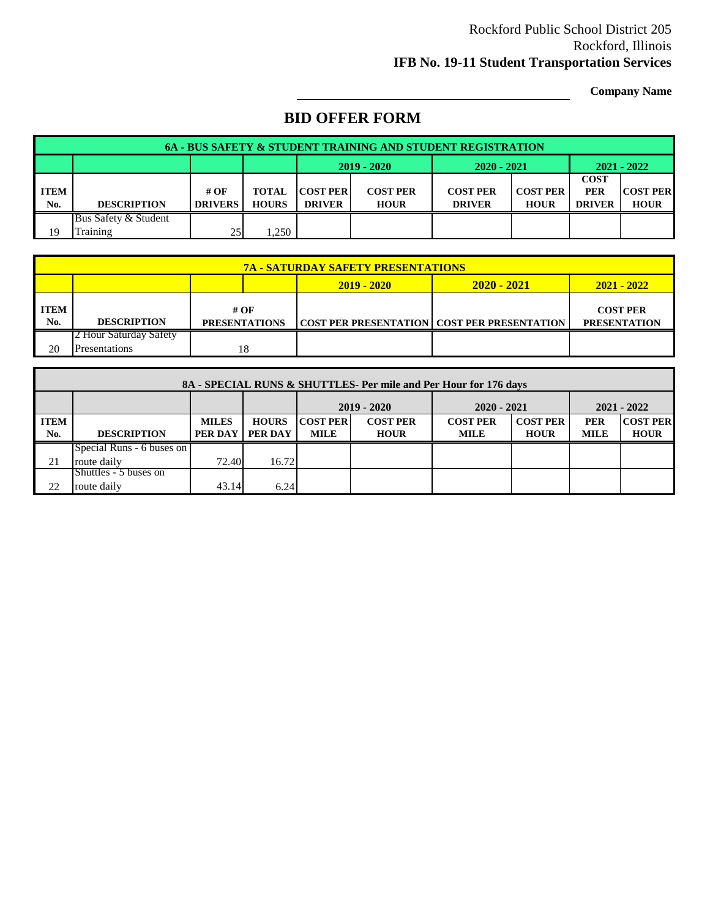Rockford Public School District 205
Rockford, Illinois
**IFB No. 19-11 Student Transportation Services**

**Company Name**

# BID OFFER FORM

| 6A - BUS SAFETY & STUDENT TRAINING AND STUDENT REGISTRATION | | | | | | | | | |
|---|---|---|---|---|---|---|---|---|---|
| | | | | 2019 - 2020 | | 2020 - 2021 | | 2021 - 2022 | |
| **ITEM No.** | **DESCRIPTION** | **# OF DRIVERS** | **TOTAL HOURS** | **COST PER DRIVER** | **COST PER HOUR** | **COST PER DRIVER** | **COST PER HOUR** | **COST PER DRIVER** | **COST PER HOUR** |
| 19 | Bus Safety & Student Training | 25 | 1,250 | | | | | | |

| 7A - SATURDAY SAFETY PRESENTATIONS | | | | | |
|---|---|---|---|---|---|
| | | | 2019 - 2020 | 2020 - 2021 | 2021 - 2022 |
| **ITEM No.** | **DESCRIPTION** | **# OF PRESENTATIONS** | **COST PER PRESENTATION** | **COST PER PRESENTATION** | **COST PER PRESENTATION** |
| 20 | 2 Hour Saturday Safety Presentations | 18 | | | |

| 8A - SPECIAL RUNS & SHUTTLES- Per mile and Per Hour for 176 days | | | | | | | | | |
|---|---|---|---|---|---|---|---|---|---|
| | | | | 2019 - 2020 | | 2020 - 2021 | | 2021 - 2022 | |
| **ITEM No.** | **DESCRIPTION** | **MILES PER DAY** | **HOURS PER DAY** | **COST PER MILE** | **COST PER HOUR** | **COST PER MILE** | **COST PER HOUR** | **PER MILE** | **COST PER HOUR** |
| 21 | Special Runs - 6 buses on route daily | 72.40 | 16.72 | | | | | | |
| 22 | Shuttles - 5 buses on route daily | 43.14 | 6.24 | | | | | | |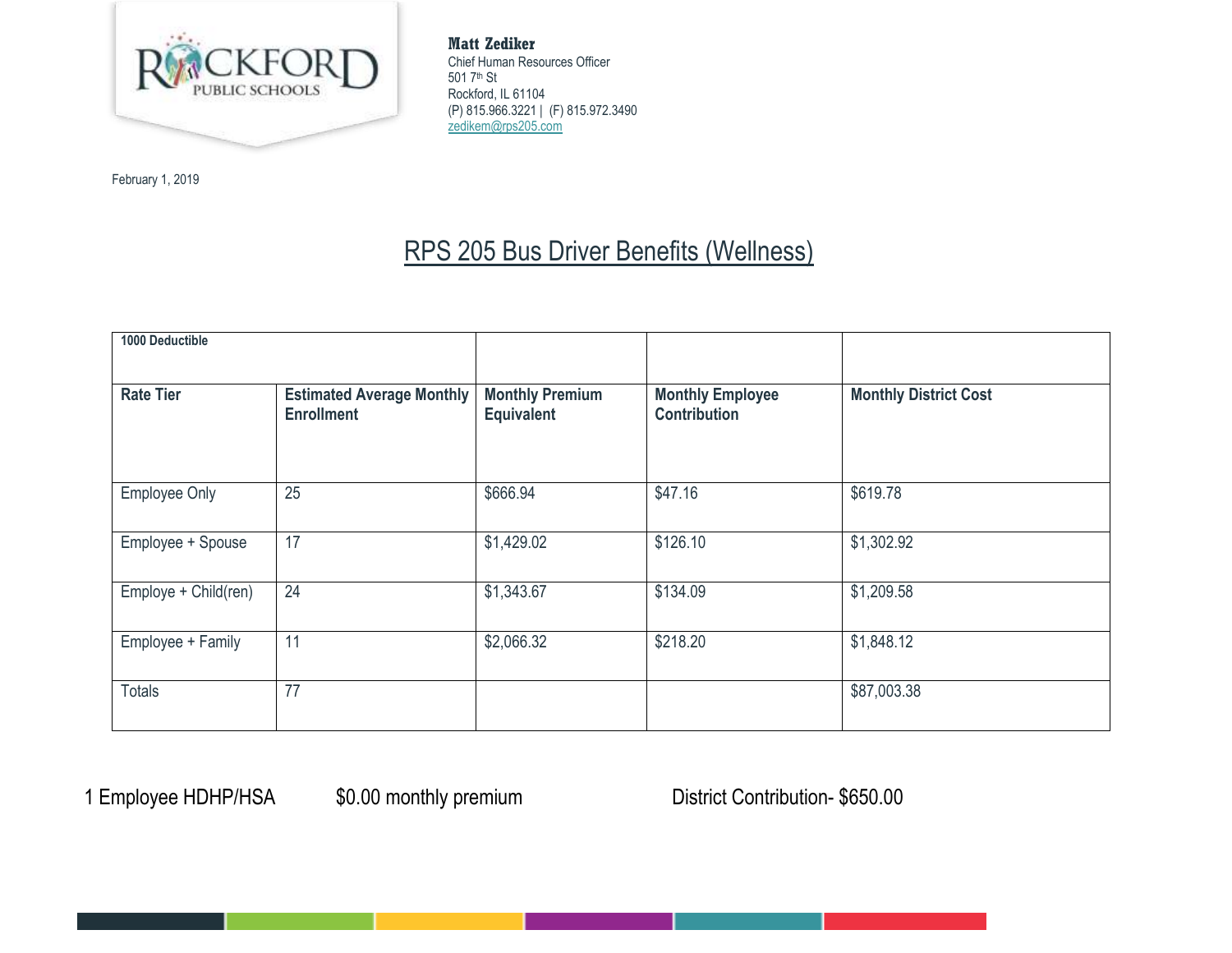**Matt Zediker**
Chief Human Resources Officer
501 7th St
Rockford, IL 61104
(P) 815.966.3221 | (F) 815.972.3490
zedikem@rps205.com

February 1, 2019

# RPS 205 Bus Driver Benefits (Wellness)

| **1000 Deductible** | | | | |
|---|---|---|---|---|
| **Rate Tier** | **Estimated Average Monthly Enrollment** | **Monthly Premium Equivalent** | **Monthly Employee Contribution** | **Monthly District Cost** |
| Employee Only | 25 | $666.94 | $47.16 | $619.78 |
| Employee + Spouse | 17 | $1,429.02 | $126.10 | $1,302.92 |
| Employe + Child(ren) | 24 | $1,343.67 | $134.09 | $1,209.58 |
| Employee + Family | 11 | $2,066.32 | $218.20 | $1,848.12 |
| Totals | 77 | | | $87,003.38 |

1 Employee HDHP/HSA $0.00 monthly premium District Contribution- $650.00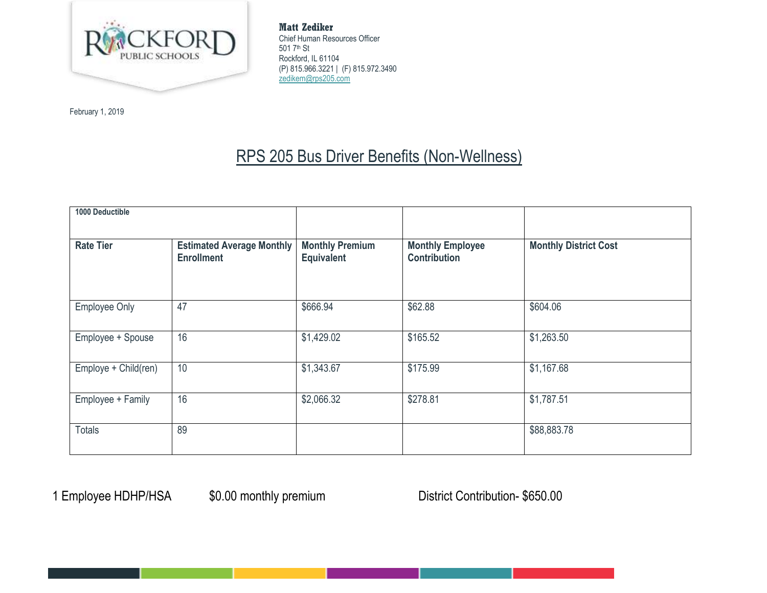ROCKFORD PUBLIC SCHOOLS

**Matt Zediker**
Chief Human Resources Officer
501 7th St
Rockford, IL 61104
(P) 815.966.3221 | (F) 815.972.3490
zedikem@rps205.com

February 1, 2019

# RPS 205 Bus Driver Benefits (Non-Wellness)

| 1000 Deductible | | | | |
|---|---|---|---|---|
| **Rate Tier** | **Estimated Average Monthly Enrollment** | **Monthly Premium Equivalent** | **Monthly Employee Contribution** | **Monthly District Cost** |
| Employee Only | 47 | $666.94 | $62.88 | $604.06 |
| Employee + Spouse | 16 | $1,429.02 | $165.52 | $1,263.50 |
| Employe + Child(ren) | 10 | $1,343.67 | $175.99 | $1,167.68 |
| Employee + Family | 16 | $2,066.32 | $278.81 | $1,787.51 |
| Totals | 89 | | | $88,883.78 |

1 Employee HDHP/HSA $0.00 monthly premium District Contribution- $650.00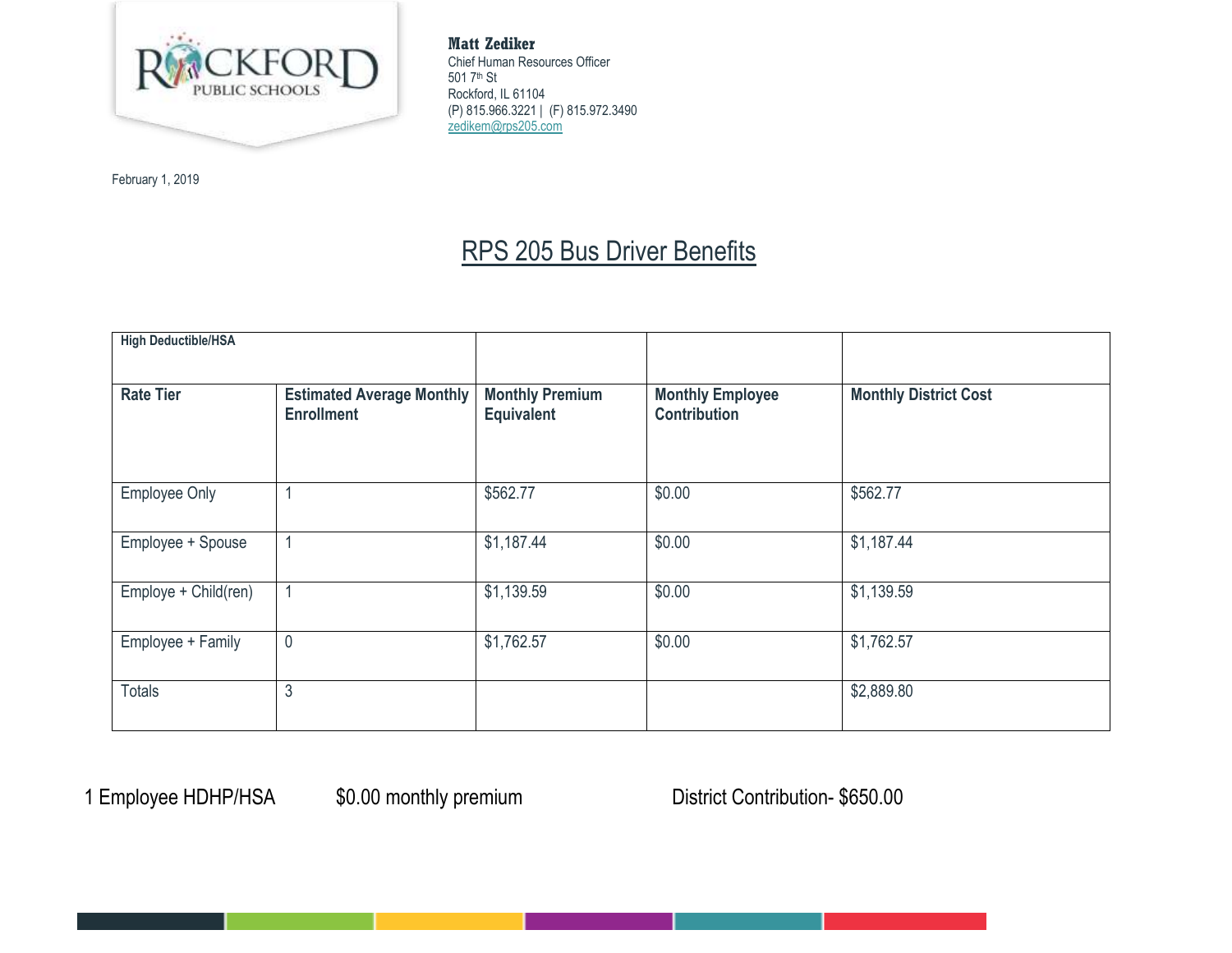**Matt Zediker**
Chief Human Resources Officer
501 7th St
Rockford, IL 61104
(P) 815.966.3221 | (F) 815.972.3490
zedikem@rps205.com

February 1, 2019

# RPS 205 Bus Driver Benefits

| **High Deductible/HSA** | | | | |
|---|---|---|---|---|
| **Rate Tier** | **Estimated Average Monthly Enrollment** | **Monthly Premium Equivalent** | **Monthly Employee Contribution** | **Monthly District Cost** |
| Employee Only | 1 | $562.77 | $0.00 | $562.77 |
| Employee + Spouse | 1 | $1,187.44 | $0.00 | $1,187.44 |
| Employe + Child(ren) | 1 | $1,139.59 | $0.00 | $1,139.59 |
| Employee + Family | 0 | $1,762.57 | $0.00 | $1,762.57 |
| Totals | 3 | | | $2,889.80 |

1 Employee HDHP/HSA $0.00 monthly premium District Contribution- $650.00